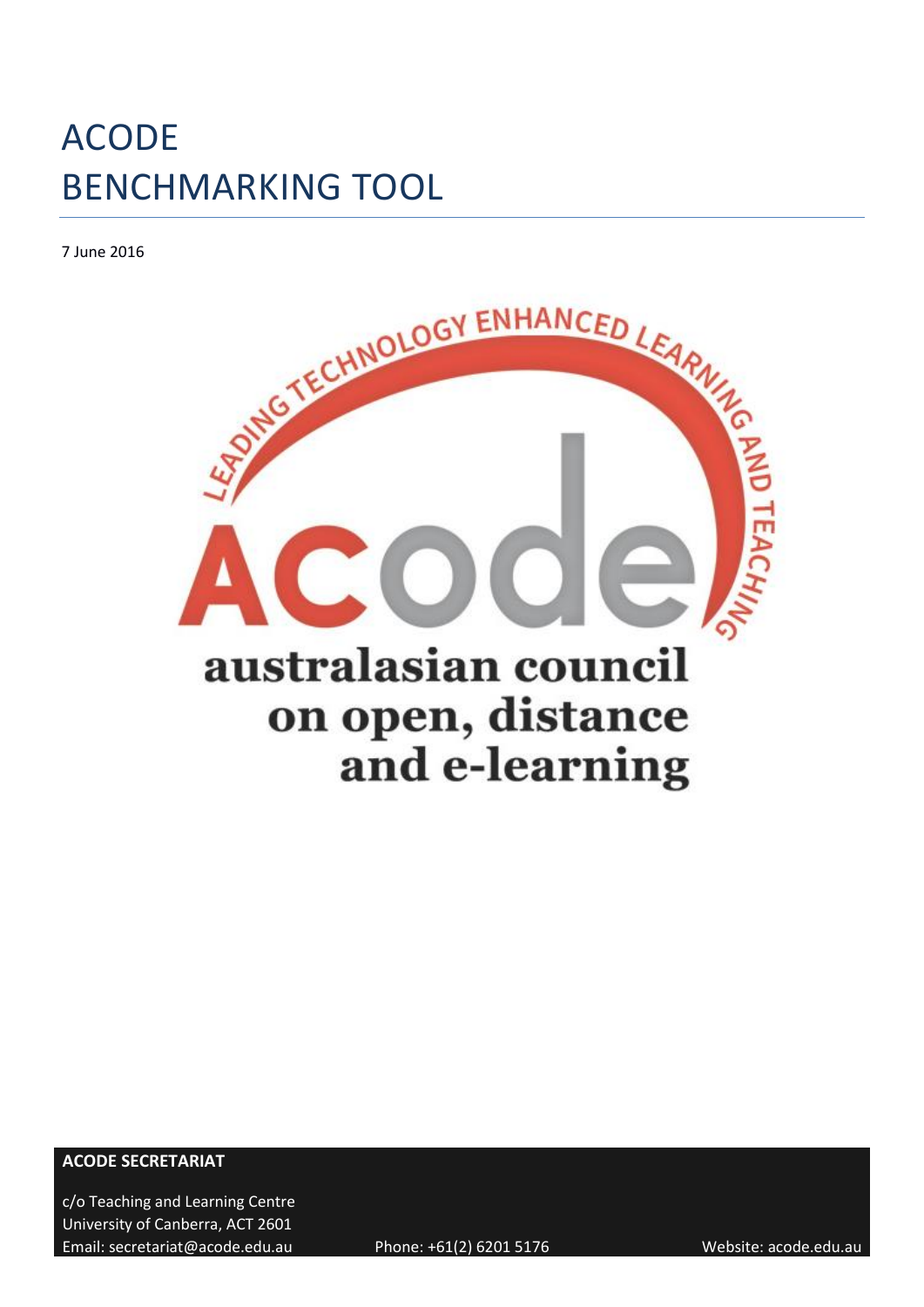# ACODE BENCHMARKING TOOL

7 June 2016

LEADING TECHNOLOGY ENHANCED LEARNING AND TEACHING

ACODE

australasian council on open, distance and e-learning

**ACODE SECRETARIAT**

c/o Teaching and Learning Centre
University of Canberra, ACT 2601
Email: secretariat@acode.edu.au Phone: +61(2) 6201 5176 Website: acode.edu.au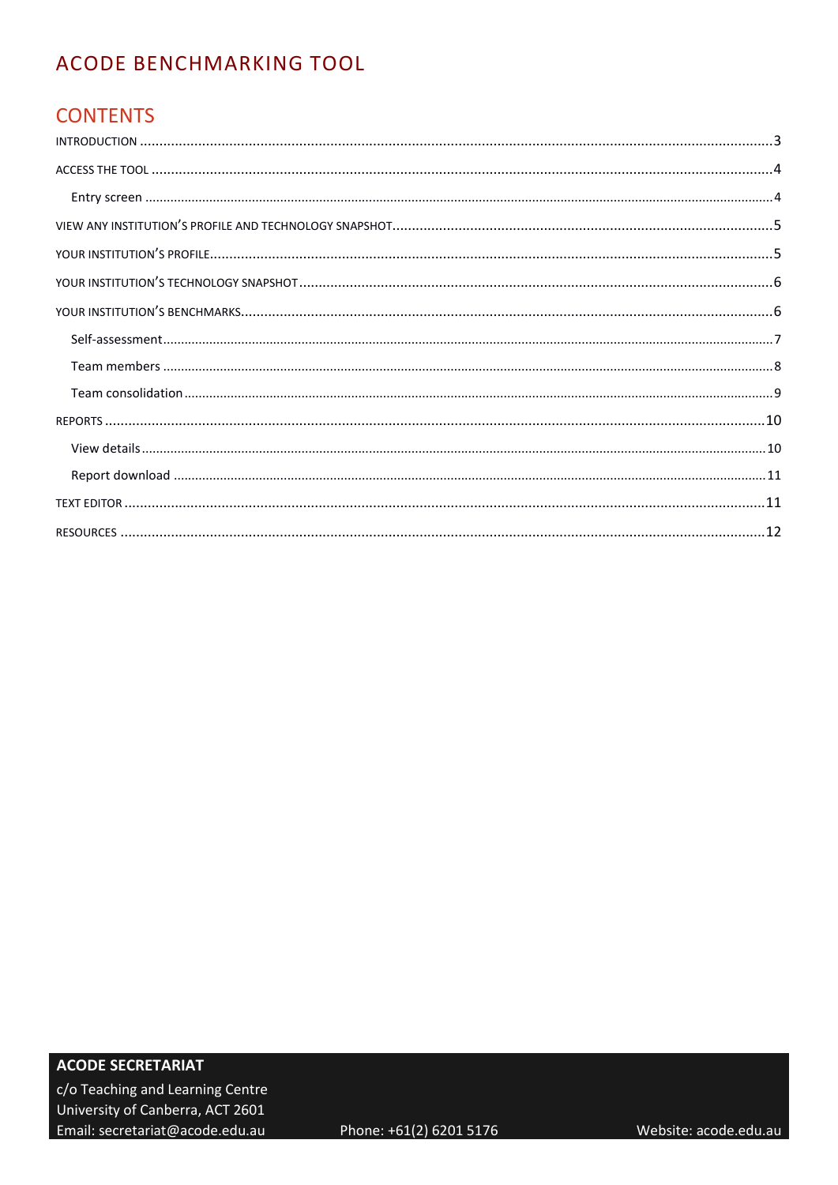# ACODE BENCHMARKING TOOL

## CONTENTS

- INTRODUCTION ..... 3
- ACCESS THE TOOL ..... 4
  - Entry screen ..... 4
- VIEW ANY INSTITUTION'S PROFILE AND TECHNOLOGY SNAPSHOT ..... 5
- YOUR INSTITUTION'S PROFILE ..... 5
- YOUR INSTITUTION'S TECHNOLOGY SNAPSHOT ..... 6
- YOUR INSTITUTION'S BENCHMARKS ..... 6
  - Self-assessment ..... 7
  - Team members ..... 8
  - Team consolidation ..... 9
- REPORTS ..... 10
  - View details ..... 10
  - Report download ..... 11
- TEXT EDITOR ..... 11
- RESOURCES ..... 12

**ACODE SECRETARIAT**
c/o Teaching and Learning Centre
University of Canberra, ACT 2601
Email: secretariat@acode.edu.au
Phone: +61(2) 6201 5176
Website: acode.edu.au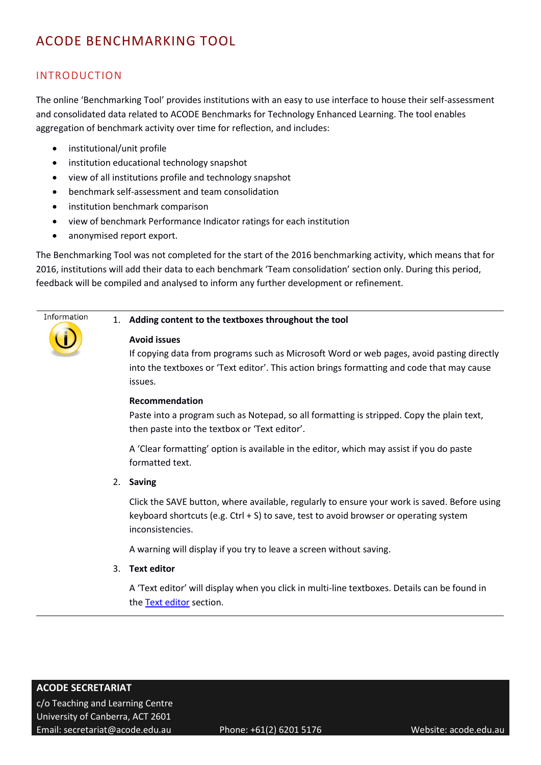# ACODE BENCHMARKING TOOL

## INTRODUCTION

The online 'Benchmarking Tool' provides institutions with an easy to use interface to house their self-assessment and consolidated data related to ACODE Benchmarks for Technology Enhanced Learning. The tool enables aggregation of benchmark activity over time for reflection, and includes:

- institutional/unit profile
- institution educational technology snapshot
- view of all institutions profile and technology snapshot
- benchmark self-assessment and team consolidation
- institution benchmark comparison
- view of benchmark Performance Indicator ratings for each institution
- anonymised report export.

The Benchmarking Tool was not completed for the start of the 2016 benchmarking activity, which means that for 2016, institutions will add their data to each benchmark 'Team consolidation' section only. During this period, feedback will be compiled and analysed to inform any further development or refinement.

---

Information

1. **Adding content to the textboxes throughout the tool**

   **Avoid issues**
   If copying data from programs such as Microsoft Word or web pages, avoid pasting directly into the textboxes or 'Text editor'. This action brings formatting and code that may cause issues.

   **Recommendation**
   Paste into a program such as Notepad, so all formatting is stripped. Copy the plain text, then paste into the textbox or 'Text editor'.

   A 'Clear formatting' option is available in the editor, which may assist if you do paste formatted text.

2. **Saving**

   Click the SAVE button, where available, regularly to ensure your work is saved. Before using keyboard shortcuts (e.g. Ctrl + S) to save, test to avoid browser or operating system inconsistencies.

   A warning will display if you try to leave a screen without saving.

3. **Text editor**

   A 'Text editor' will display when you click in multi-line textboxes. Details can be found in the Text editor section.

---

**ACODE SECRETARIAT**
c/o Teaching and Learning Centre
University of Canberra, ACT 2601
Email: secretariat@acode.edu.au Phone: +61(2) 6201 5176 Website: acode.edu.au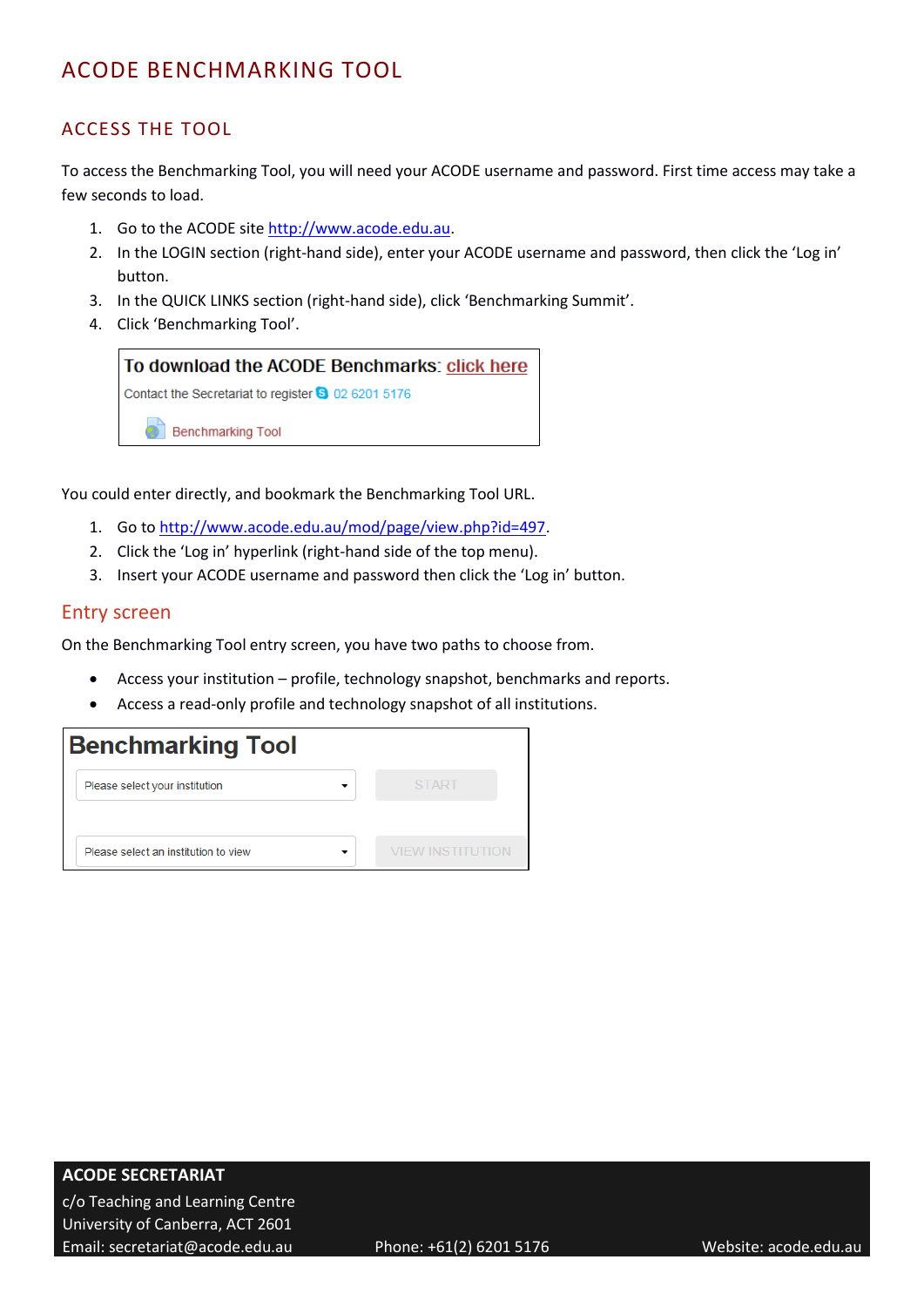# ACODE BENCHMARKING TOOL

## ACCESS THE TOOL

To access the Benchmarking Tool, you will need your ACODE username and password. First time access may take a few seconds to load.

1. Go to the ACODE site [http://www.acode.edu.au](http://www.acode.edu.au).
2. In the LOGIN section (right-hand side), enter your ACODE username and password, then click the 'Log in' button.
3. In the QUICK LINKS section (right-hand side), click 'Benchmarking Summit'.
4. Click 'Benchmarking Tool'.

**To download the ACODE Benchmarks: click here**

Contact the Secretariat to register 02 6201 5176

Benchmarking Tool

You could enter directly, and bookmark the Benchmarking Tool URL.

1. Go to [http://www.acode.edu.au/mod/page/view.php?id=497](http://www.acode.edu.au/mod/page/view.php?id=497).
2. Click the 'Log in' hyperlink (right-hand side of the top menu).
3. Insert your ACODE username and password then click the 'Log in' button.

### Entry screen

On the Benchmarking Tool entry screen, you have two paths to choose from.

- Access your institution – profile, technology snapshot, benchmarks and reports.
- Access a read-only profile and technology snapshot of all institutions.

**Benchmarking Tool**

Please select your institution | START

Please select an institution to view | VIEW INSTITUTION

**ACODE SECRETARIAT**
c/o Teaching and Learning Centre
University of Canberra, ACT 2601
Email: secretariat@acode.edu.au Phone: +61(2) 6201 5176 Website: acode.edu.au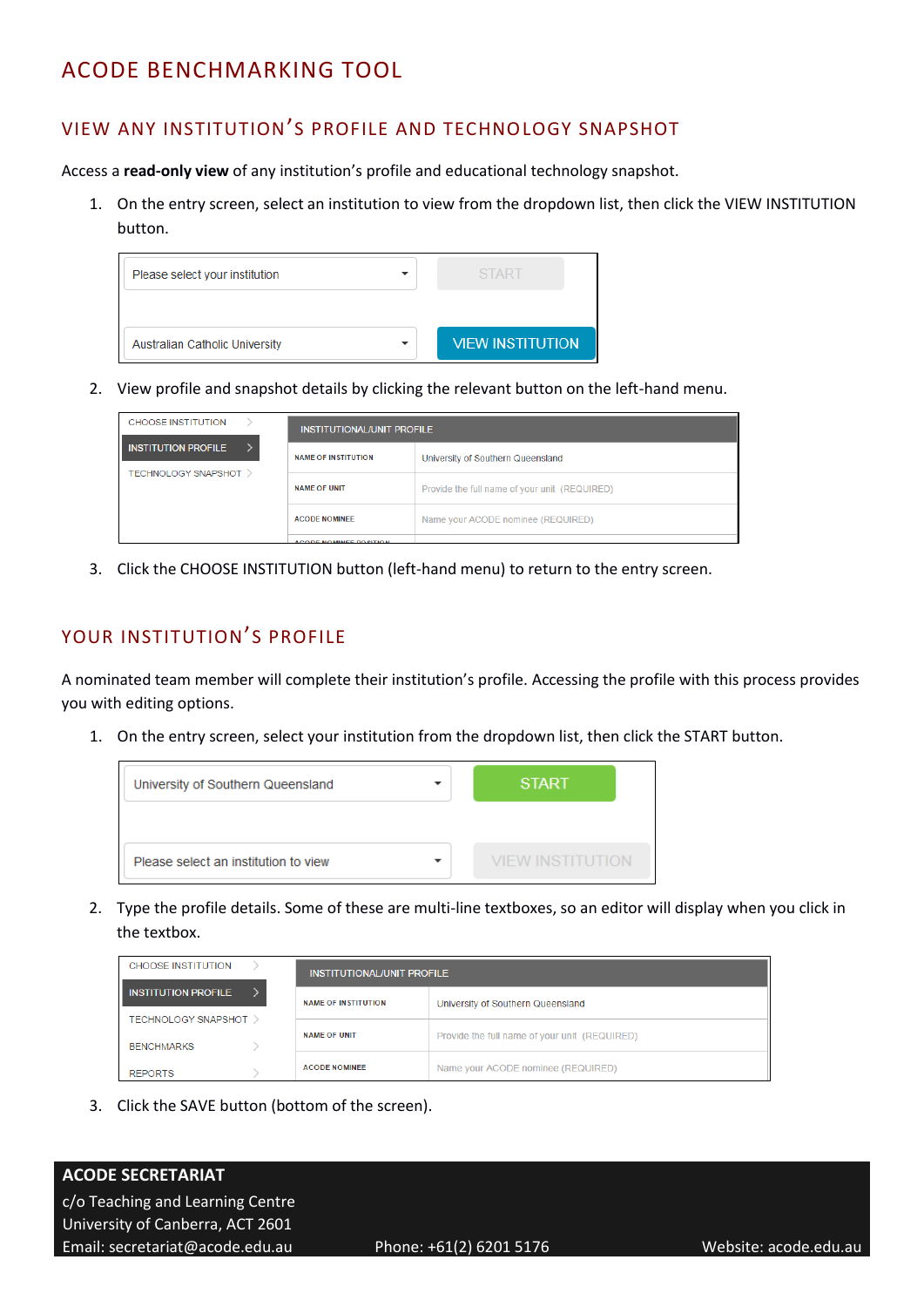# ACODE BENCHMARKING TOOL

## VIEW ANY INSTITUTION'S PROFILE AND TECHNOLOGY SNAPSHOT

Access a **read-only view** of any institution's profile and educational technology snapshot.

1. On the entry screen, select an institution to view from the dropdown list, then click the VIEW INSTITUTION button.
2. View profile and snapshot details by clicking the relevant button on the left-hand menu.
3. Click the CHOOSE INSTITUTION button (left-hand menu) to return to the entry screen.

## YOUR INSTITUTION'S PROFILE

A nominated team member will complete their institution's profile. Accessing the profile with this process provides you with editing options.

1. On the entry screen, select your institution from the dropdown list, then click the START button.
2. Type the profile details. Some of these are multi-line textboxes, so an editor will display when you click in the textbox.
3. Click the SAVE button (bottom of the screen).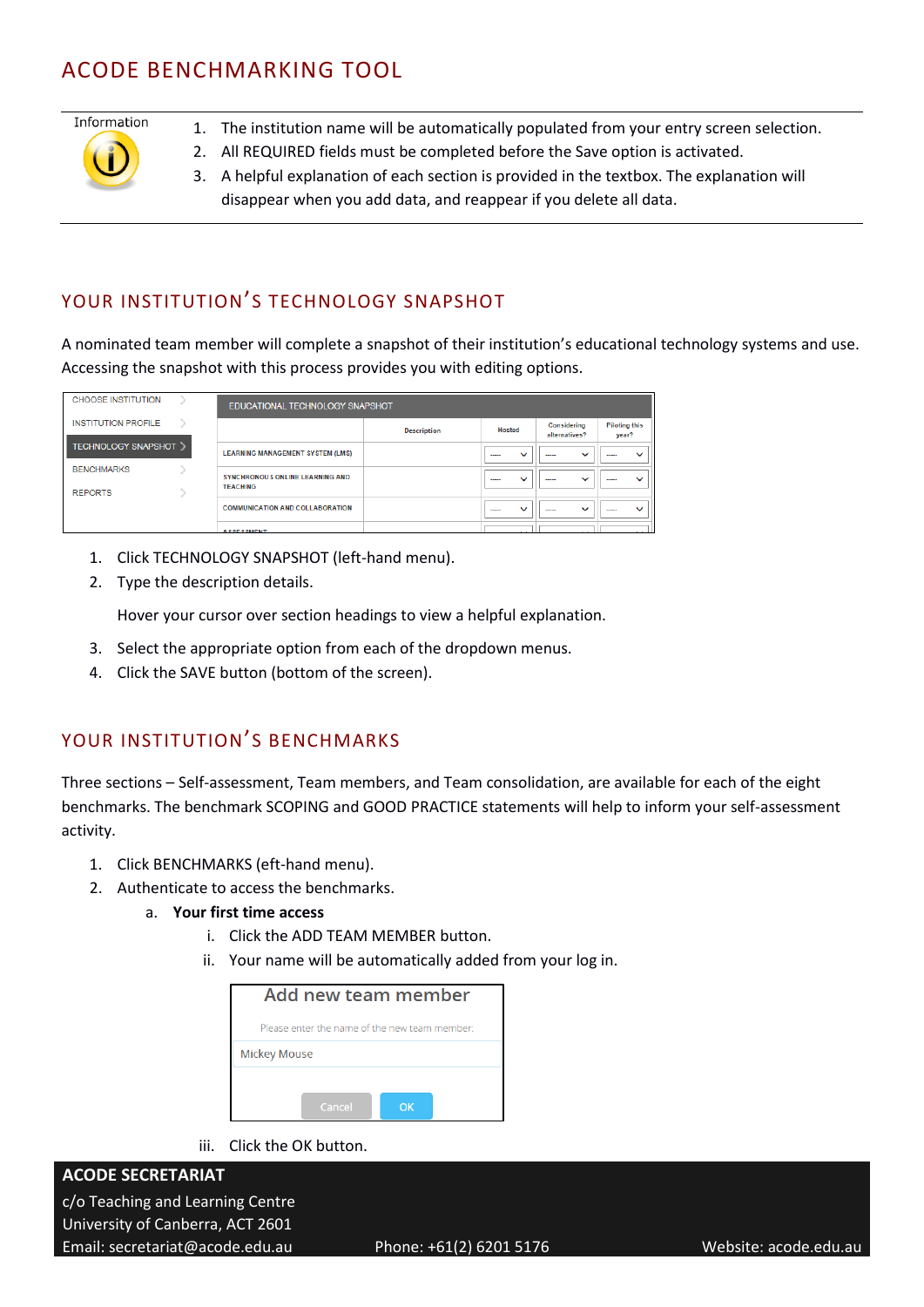# ACODE BENCHMARKING TOOL

Information

1. The institution name will be automatically populated from your entry screen selection.
2. All REQUIRED fields must be completed before the Save option is activated.
3. A helpful explanation of each section is provided in the textbox. The explanation will disappear when you add data, and reappear if you delete all data.

## YOUR INSTITUTION'S TECHNOLOGY SNAPSHOT

A nominated team member will complete a snapshot of their institution's educational technology systems and use. Accessing the snapshot with this process provides you with editing options.

1. Click TECHNOLOGY SNAPSHOT (left-hand menu).
2. Type the description details.

   Hover your cursor over section headings to view a helpful explanation.

3. Select the appropriate option from each of the dropdown menus.
4. Click the SAVE button (bottom of the screen).

## YOUR INSTITUTION'S BENCHMARKS

Three sections – Self-assessment, Team members, and Team consolidation, are available for each of the eight benchmarks. The benchmark SCOPING and GOOD PRACTICE statements will help to inform your self-assessment activity.

1. Click BENCHMARKS (eft-hand menu).
2. Authenticate to access the benchmarks.
   a. **Your first time access**
      i. Click the ADD TEAM MEMBER button.
      ii. Your name will be automatically added from your log in.
      iii. Click the OK button.

**ACODE SECRETARIAT**
c/o Teaching and Learning Centre
University of Canberra, ACT 2601
Email: secretariat@acode.edu.au Phone: +61(2) 6201 5176 Website: acode.edu.au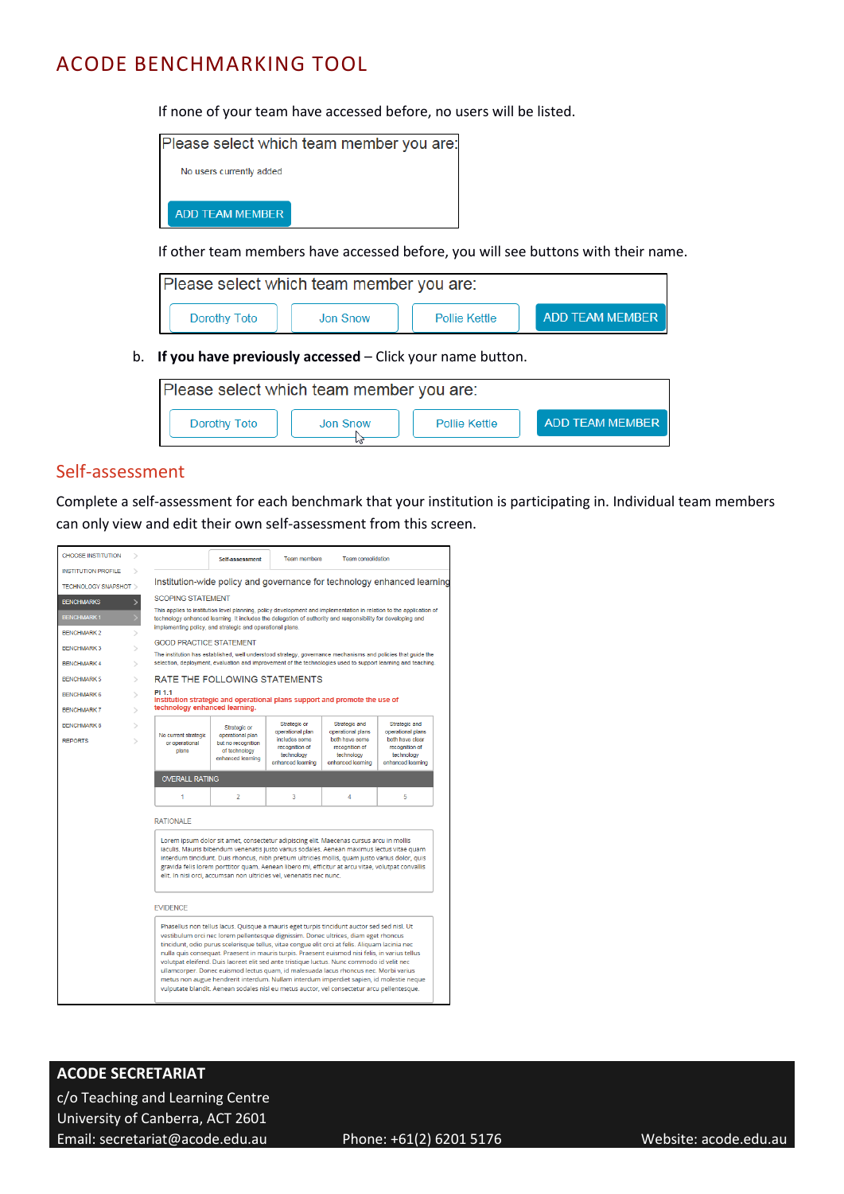If none of your team have accessed before, no users will be listed.

Please select which team member you are:

No users currently added

ADD TEAM MEMBER

If other team members have accessed before, you will see buttons with their name.

Please select which team member you are:

Dorothy Toto | Jon Snow | Pollie Kettle | ADD TEAM MEMBER

b. **If you have previously accessed** – Click your name button.

Please select which team member you are:

Dorothy Toto | Jon Snow | Pollie Kettle | ADD TEAM MEMBER

## Self-assessment

Complete a self-assessment for each benchmark that your institution is participating in. Individual team members can only view and edit their own self-assessment from this screen.

CHOOSE INSTITUTION
INSTITUTION PROFILE
TECHNOLOGY SNAPSHOT
BENCHMARKS
BENCHMARK 1
BENCHMARK 2
BENCHMARK 3
BENCHMARK 4
BENCHMARK 5
BENCHMARK 6
BENCHMARK 7
BENCHMARK 8
REPORTS

Self-assessment | Team members | Team consolidation

Institution-wide policy and governance for technology enhanced learning

SCOPING STATEMENT

This applies to institution level planning, policy development and implementation in relation to the application of technology enhanced learning. It includes the delegation of authority and responsibility for developing and implementing policy, and strategic and operational plans.

GOOD PRACTICE STATEMENT

The institution has established, well understood strategy, governance mechanisms and policies that guide the selection, deployment, evaluation and improvement of the technologies used to support learning and teaching.

RATE THE FOLLOWING STATEMENTS

PI 1.1
Institution strategic and operational plans support and promote the use of technology enhanced learning.

| No current strategic or operational plans | Strategic or operational plan but no recognition of technology enhanced learning | Strategic or operational plan includes some recognition of technology enhanced learning | Strategic and operational plans both have some recognition of technology enhanced learning | Strategic and operational plans both have clear recognition of technology enhanced learning |
|---|---|---|---|---|
| OVERALL RATING | | | | |
| 1 | 2 | 3 | 4 | 5 |

RATIONALE

Lorem ipsum dolor sit amet, consectetur adipiscing elit. Maecenas cursus arcu in mollis iaculis. Mauris bibendum venenatis justo varius sodales. Aenean maximus lectus vitae quam interdum tincidunt. Duis rhoncus, nibh pretium ultricies mollis, quam justo varius dolor, quis gravida felis lorem porttitor quam. Aenean libero mi, efficitur at arcu vitae, volutpat convallis elit. In nisi orci, accumsan non ultricies vel, venenatis nec nunc.

EVIDENCE

Phasellus non tellus lacus. Quisque a mauris eget turpis tincidunt auctor sed sed nisl. Ut vestibulum orci nec lorem pellentesque dignissim. Donec ultrices, diam eget rhoncus tincidunt, odio purus scelerisque tellus, vitae congue elit orci at felis. Aliquam lacinia nec nulla quis consequat. Praesent in mauris turpis. Praesent euismod nisi felis, in varius tellus volutpat eleifend. Duis laoreet elit sed ante tristique luctus. Nunc commodo id velit nec ullamcorper. Donec euismod lectus quam, id malesuada lacus rhoncus nec. Morbi varius metus non augue hendrerit interdum. Nullam interdum imperdiet sapien, id molestie neque vulputate blandit. Aenean sodales nisl eu metus auctor, vel consectetur arcu pellentesque.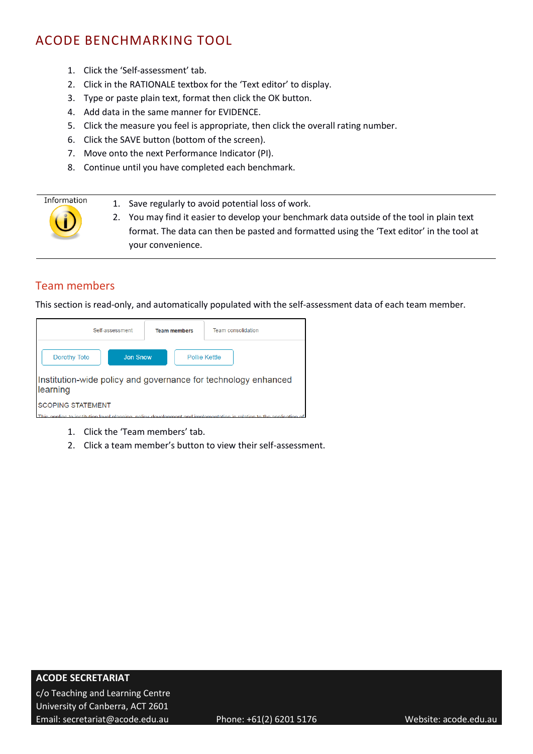## ACODE BENCHMARKING TOOL

1. Click the 'Self-assessment' tab.
2. Click in the RATIONALE textbox for the 'Text editor' to display.
3. Type or paste plain text, format then click the OK button.
4. Add data in the same manner for EVIDENCE.
5. Click the measure you feel is appropriate, then click the overall rating number.
6. Click the SAVE button (bottom of the screen).
7. Move onto the next Performance Indicator (PI).
8. Continue until you have completed each benchmark.

| Information | |
|---|---|
| | 1. Save regularly to avoid potential loss of work.<br>2. You may find it easier to develop your benchmark data outside of the tool in plain text format. The data can then be pasted and formatted using the 'Text editor' in the tool at your convenience. |

### Team members

This section is read-only, and automatically populated with the self-assessment data of each team member.

Self-assessment | Team members | Team consolidation

Dorothy Toto | Jon Snow | Pollie Kettle

Institution-wide policy and governance for technology enhanced learning

SCOPING STATEMENT

1. Click the 'Team members' tab.
2. Click a team member's button to view their self-assessment.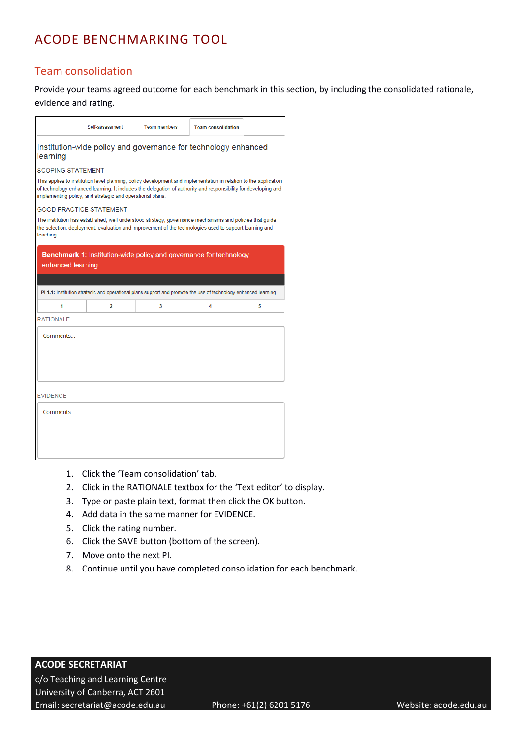# ACODE BENCHMARKING TOOL

## Team consolidation

Provide your teams agreed outcome for each benchmark in this section, by including the consolidated rationale, evidence and rating.

Self-assessment | Team members | Team consolidation

Institution-wide policy and governance for technology enhanced learning

SCOPING STATEMENT

This applies to institution level planning, policy development and implementation in relation to the application of technology enhanced learning. It includes the delegation of authority and responsibility for developing and implementing policy, and strategic and operational plans.

GOOD PRACTICE STATEMENT

The institution has established, well understood strategy, governance mechanisms and policies that guide the selection, deployment, evaluation and improvement of the technologies used to support learning and teaching

**Benchmark 1:** Institution-wide policy and governance for technology enhanced learning

**PI 1.1:** Institution strategic and operational plans support and promote the use of technology enhanced learning.

| 1 | 2 | 3 | 4 | 5 |
|---|---|---|---|---|

RATIONALE

Comments...

EVIDENCE

Comments...

1. Click the 'Team consolidation' tab.
2. Click in the RATIONALE textbox for the 'Text editor' to display.
3. Type or paste plain text, format then click the OK button.
4. Add data in the same manner for EVIDENCE.
5. Click the rating number.
6. Click the SAVE button (bottom of the screen).
7. Move onto the next PI.
8. Continue until you have completed consolidation for each benchmark.

**ACODE SECRETARIAT**
c/o Teaching and Learning Centre
University of Canberra, ACT 2601
Email: secretariat@acode.edu.au Phone: +61(2) 6201 5176 Website: acode.edu.au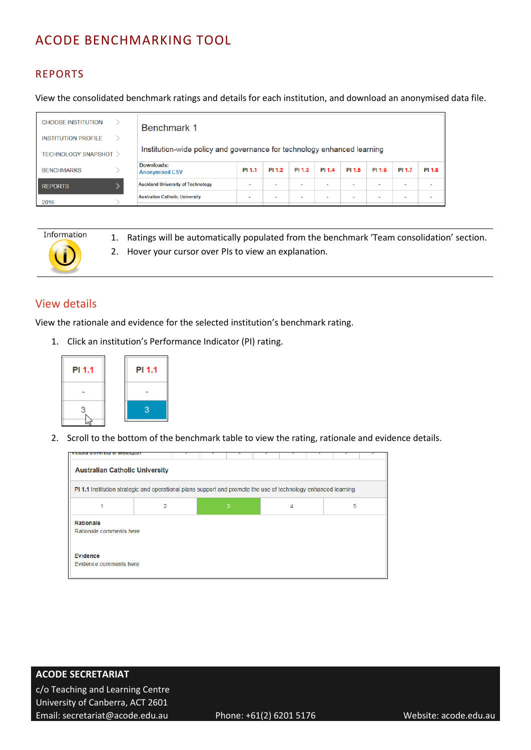# ACODE BENCHMARKING TOOL

## REPORTS

View the consolidated benchmark ratings and details for each institution, and download an anonymised data file.

| CHOOSE INSTITUTION |
|---|
| INSTITUTION PROFILE |
| TECHNOLOGY SNAPSHOT |
| BENCHMARKS |
| REPORTS |
| 2016 |

Benchmark 1

Institution-wide policy and governance for technology enhanced learning

| Downloads: Anonymised CSV | PI 1.1 | PI 1.2 | PI 1.3 | PI 1.4 | PI 1.5 | PI 1.6 | PI 1.7 | PI 1.8 |
|---|---|---|---|---|---|---|---|---|
| Auckland University of Technology | - | - | - | - | - | - | - | - |
| Australian Catholic University | - | - | - | - | - | - | - | - |

Information

1. Ratings will be automatically populated from the benchmark 'Team consolidation' section.
2. Hover your cursor over PIs to view an explanation.

## View details

View the rationale and evidence for the selected institution's benchmark rating.

1. Click an institution's Performance Indicator (PI) rating.

| PI 1.1 |
|---|
| - |
| 3 |

2. Scroll to the bottom of the benchmark table to view the rating, rationale and evidence details.

**Australian Catholic University**

**PI 1.1** Institution strategic and operational plans support and promote the use of technology enhanced learning.

| 1 | 2 | 3 | 4 | 5 |
|---|---|---|---|---|

**Rationale**
Rationale comments here

**Evidence**
Evidence comments here

**ACODE SECRETARIAT**
c/o Teaching and Learning Centre
University of Canberra, ACT 2601
Email: secretariat@acode.edu.au Phone: +61(2) 6201 5176 Website: acode.edu.au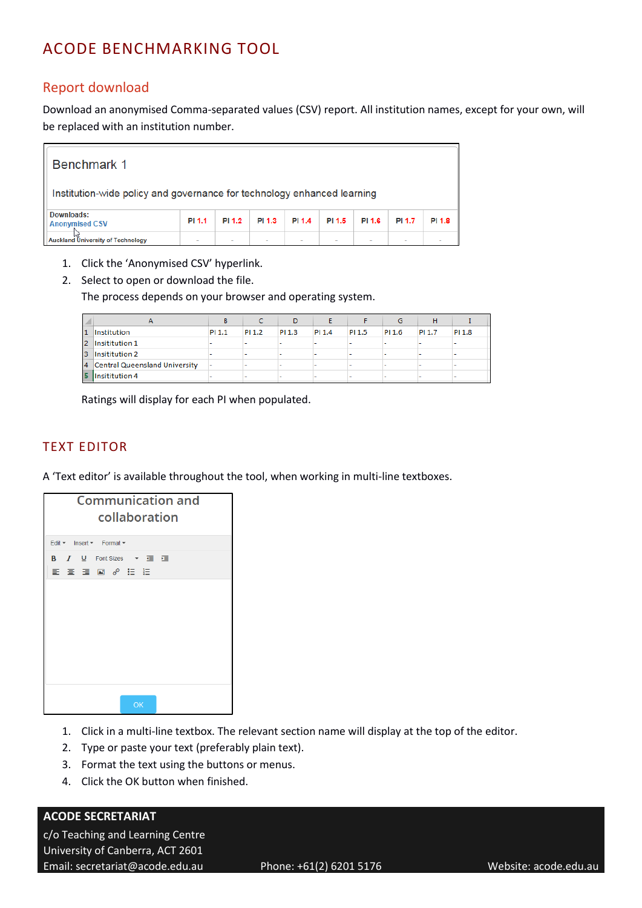# ACODE BENCHMARKING TOOL

## Report download

Download an anonymised Comma-separated values (CSV) report. All institution names, except for your own, will be replaced with an institution number.

| Benchmark 1 | | | | | | | | |
|---|---|---|---|---|---|---|---|---|
| Institution-wide policy and governance for technology enhanced learning | | | | | | | | |
| Downloads: Anonymised CSV | PI 1.1 | PI 1.2 | PI 1.3 | PI 1.4 | PI 1.5 | PI 1.6 | PI 1.7 | PI 1.8 |
| Auckland University of Technology | - | - | - | - | - | - | - | - |

1. Click the 'Anonymised CSV' hyperlink.
2. Select to open or download the file.
   The process depends on your browser and operating system.

| | A | B | C | D | E | F | G | H | I |
|---|---|---|---|---|---|---|---|---|---|
| 1 | Institution | PI 1.1 | PI 1.2 | PI 1.3 | PI 1.4 | PI 1.5 | PI 1.6 | PI 1.7 | PI 1.8 |
| 2 | Insititution 1 | - | - | - | - | - | - | - | - |
| 3 | Insititution 2 | - | - | - | - | - | - | - | - |
| 4 | Central Queensland University | - | - | - | - | - | - | - | - |
| 5 | Insititution 4 | - | - | - | - | - | - | - | - |

Ratings will display for each PI when populated.

## TEXT EDITOR

A 'Text editor' is available throughout the tool, when working in multi-line textboxes.

Communication and collaboration

Edit ▾ Insert ▾ Format ▾

B I U Font Sizes

OK

1. Click in a multi-line textbox. The relevant section name will display at the top of the editor.
2. Type or paste your text (preferably plain text).
3. Format the text using the buttons or menus.
4. Click the OK button when finished.

**ACODE SECRETARIAT**
c/o Teaching and Learning Centre
University of Canberra, ACT 2601
Email: secretariat@acode.edu.au Phone: +61(2) 6201 5176 Website: acode.edu.au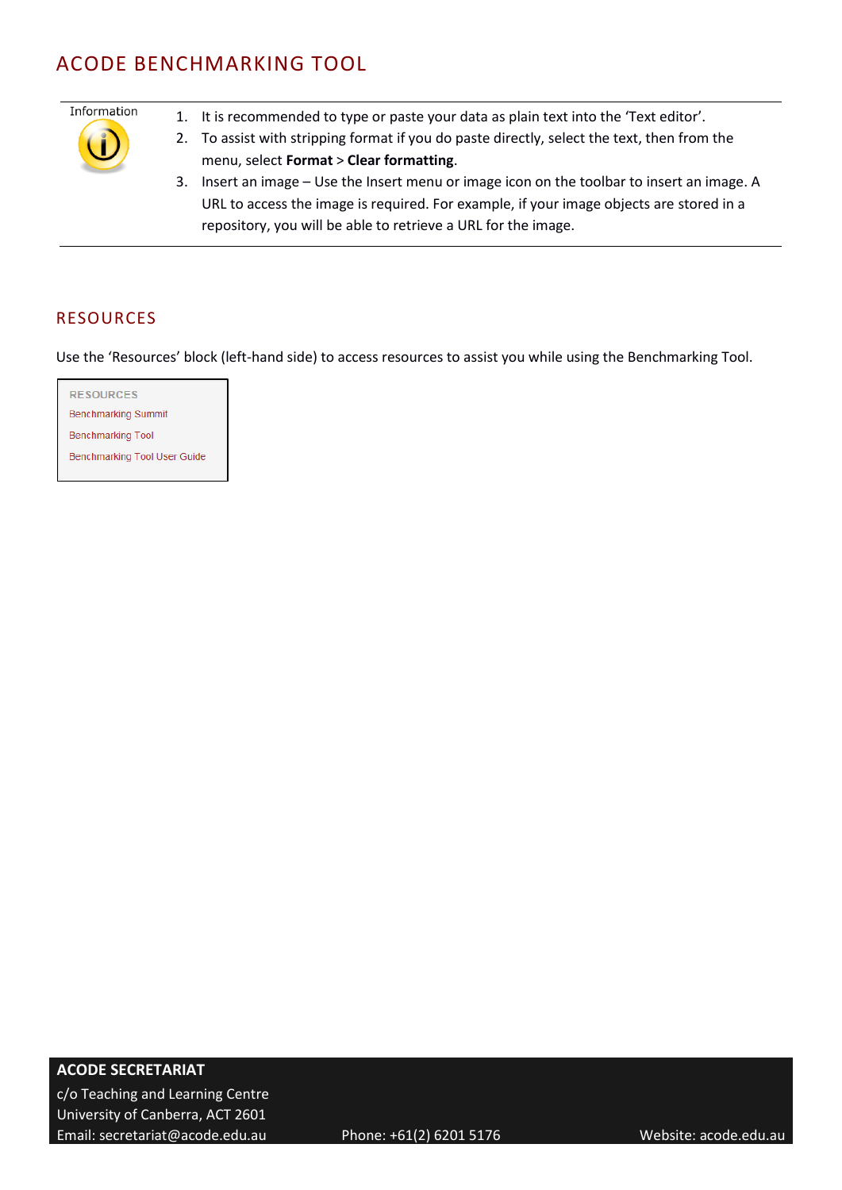## ACODE BENCHMARKING TOOL

Information

1. It is recommended to type or paste your data as plain text into the 'Text editor'.
2. To assist with stripping format if you do paste directly, select the text, then from the menu, select **Format** > **Clear formatting**.
3. Insert an image – Use the Insert menu or image icon on the toolbar to insert an image. A URL to access the image is required. For example, if your image objects are stored in a repository, you will be able to retrieve a URL for the image.

## RESOURCES

Use the 'Resources' block (left-hand side) to access resources to assist you while using the Benchmarking Tool.

RESOURCES
Benchmarking Summit
Benchmarking Tool
Benchmarking Tool User Guide

**ACODE SECRETARIAT**
c/o Teaching and Learning Centre
University of Canberra, ACT 2601
Email: secretariat@acode.edu.au Phone: +61(2) 6201 5176 Website: acode.edu.au